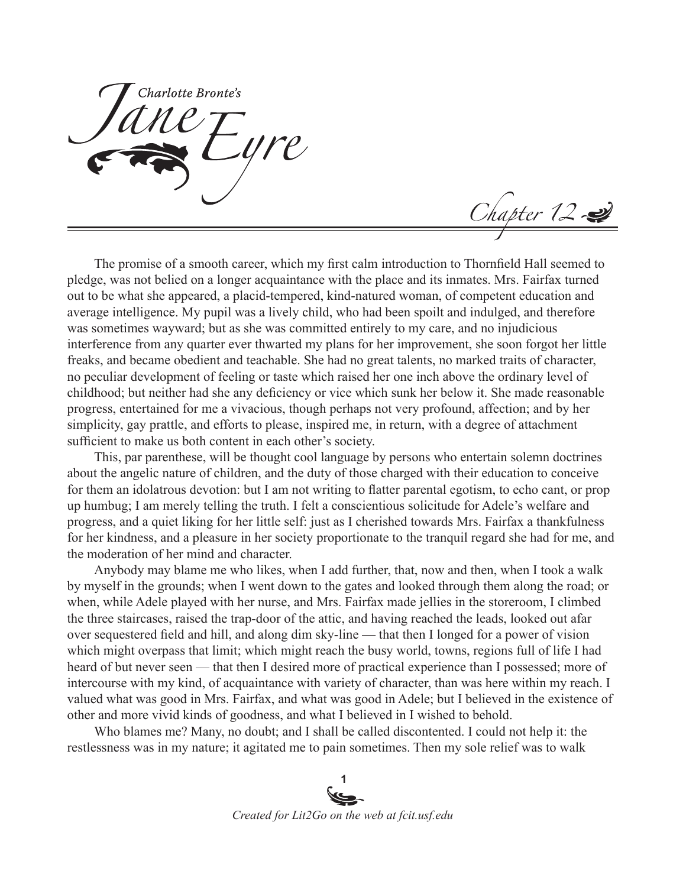# Charlotte Bronte's Jane Eyre

## Chapter 12

The promise of a smooth career, which my first calm introduction to Thornfield Hall seemed to pledge, was not belied on a longer acquaintance with the place and its inmates. Mrs. Fairfax turned out to be what she appeared, a placid-tempered, kind-natured woman, of competent education and average intelligence. My pupil was a lively child, who had been spoilt and indulged, and therefore was sometimes wayward; but as she was committed entirely to my care, and no injudicious interference from any quarter ever thwarted my plans for her improvement, she soon forgot her little freaks, and became obedient and teachable. She had no great talents, no marked traits of character, no peculiar development of feeling or taste which raised her one inch above the ordinary level of childhood; but neither had she any deficiency or vice which sunk her below it. She made reasonable progress, entertained for me a vivacious, though perhaps not very profound, affection; and by her simplicity, gay prattle, and efforts to please, inspired me, in return, with a degree of attachment sufficient to make us both content in each other's society.

This, par parenthese, will be thought cool language by persons who entertain solemn doctrines about the angelic nature of children, and the duty of those charged with their education to conceive for them an idolatrous devotion: but I am not writing to flatter parental egotism, to echo cant, or prop up humbug; I am merely telling the truth. I felt a conscientious solicitude for Adele's welfare and progress, and a quiet liking for her little self: just as I cherished towards Mrs. Fairfax a thankfulness for her kindness, and a pleasure in her society proportionate to the tranquil regard she had for me, and the moderation of her mind and character.

Anybody may blame me who likes, when I add further, that, now and then, when I took a walk by myself in the grounds; when I went down to the gates and looked through them along the road; or when, while Adele played with her nurse, and Mrs. Fairfax made jellies in the storeroom, I climbed the three staircases, raised the trap-door of the attic, and having reached the leads, looked out afar over sequestered field and hill, and along dim sky-line — that then I longed for a power of vision which might overpass that limit; which might reach the busy world, towns, regions full of life I had heard of but never seen — that then I desired more of practical experience than I possessed; more of intercourse with my kind, of acquaintance with variety of character, than was here within my reach. I valued what was good in Mrs. Fairfax, and what was good in Adele; but I believed in the existence of other and more vivid kinds of goodness, and what I believed in I wished to behold.

Who blames me? Many, no doubt; and I shall be called discontented. I could not help it: the restlessness was in my nature; it agitated me to pain sometimes. Then my sole relief was to walk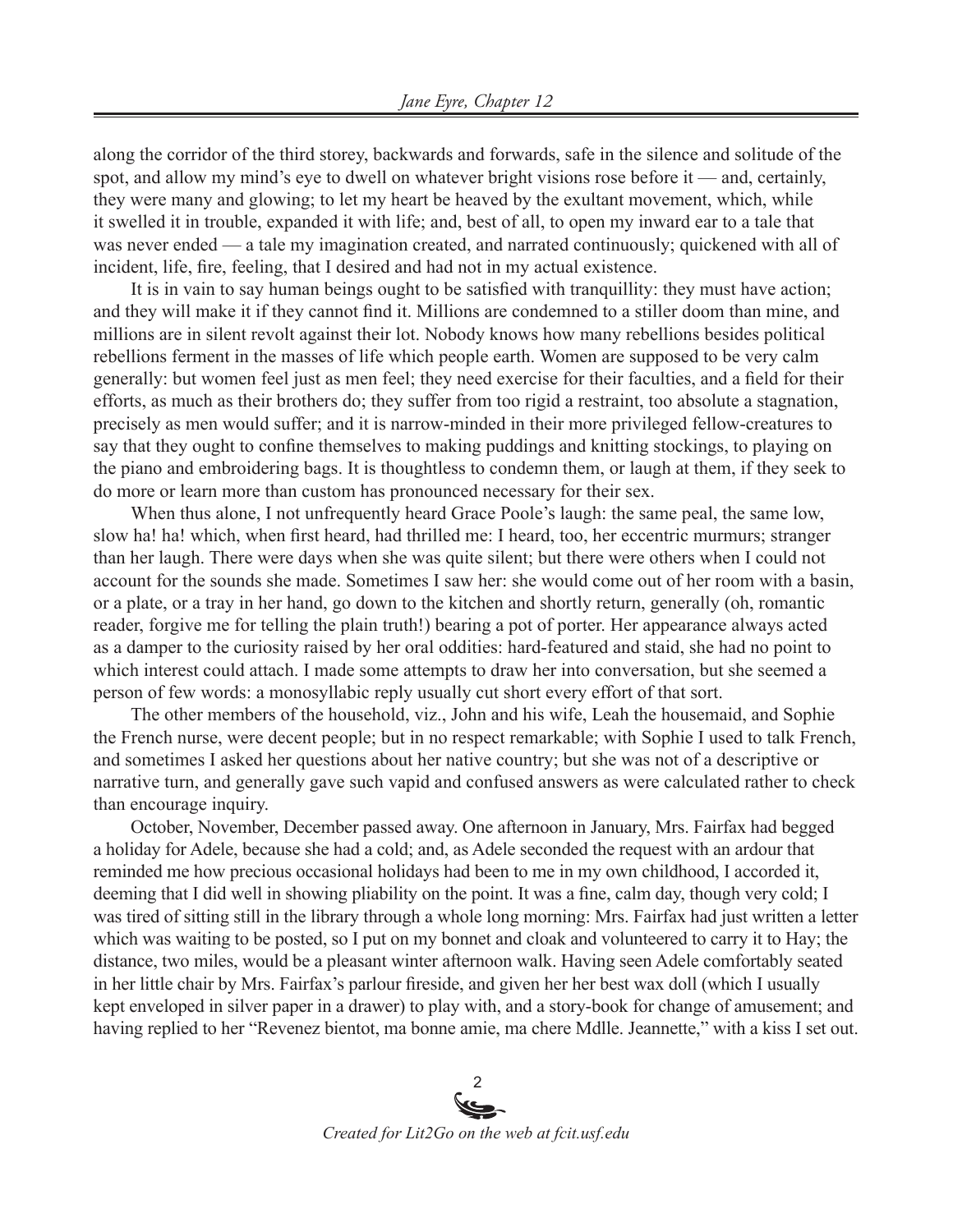along the corridor of the third storey, backwards and forwards, safe in the silence and solitude of the spot, and allow my mind's eye to dwell on whatever bright visions rose before it — and, certainly, they were many and glowing; to let my heart be heaved by the exultant movement, which, while it swelled it in trouble, expanded it with life; and, best of all, to open my inward ear to a tale that was never ended — a tale my imagination created, and narrated continuously; quickened with all of incident, life, fire, feeling, that I desired and had not in my actual existence.

It is in vain to say human beings ought to be satisfied with tranquillity: they must have action; and they will make it if they cannot find it. Millions are condemned to a stiller doom than mine, and millions are in silent revolt against their lot. Nobody knows how many rebellions besides political rebellions ferment in the masses of life which people earth. Women are supposed to be very calm generally: but women feel just as men feel; they need exercise for their faculties, and a field for their efforts, as much as their brothers do; they suffer from too rigid a restraint, too absolute a stagnation, precisely as men would suffer; and it is narrow-minded in their more privileged fellow-creatures to say that they ought to confine themselves to making puddings and knitting stockings, to playing on the piano and embroidering bags. It is thoughtless to condemn them, or laugh at them, if they seek to do more or learn more than custom has pronounced necessary for their sex.

When thus alone, I not unfrequently heard Grace Poole's laugh: the same peal, the same low, slow ha! ha! which, when first heard, had thrilled me: I heard, too, her eccentric murmurs; stranger than her laugh. There were days when she was quite silent; but there were others when I could not account for the sounds she made. Sometimes I saw her: she would come out of her room with a basin, or a plate, or a tray in her hand, go down to the kitchen and shortly return, generally (oh, romantic reader, forgive me for telling the plain truth!) bearing a pot of porter. Her appearance always acted as a damper to the curiosity raised by her oral oddities: hard-featured and staid, she had no point to which interest could attach. I made some attempts to draw her into conversation, but she seemed a person of few words: a monosyllabic reply usually cut short every effort of that sort.

The other members of the household, viz., John and his wife, Leah the housemaid, and Sophie the French nurse, were decent people; but in no respect remarkable; with Sophie I used to talk French, and sometimes I asked her questions about her native country; but she was not of a descriptive or narrative turn, and generally gave such vapid and confused answers as were calculated rather to check than encourage inquiry.

October, November, December passed away. One afternoon in January, Mrs. Fairfax had begged a holiday for Adele, because she had a cold; and, as Adele seconded the request with an ardour that reminded me how precious occasional holidays had been to me in my own childhood, I accorded it, deeming that I did well in showing pliability on the point. It was a fine, calm day, though very cold; I was tired of sitting still in the library through a whole long morning: Mrs. Fairfax had just written a letter which was waiting to be posted, so I put on my bonnet and cloak and volunteered to carry it to Hay; the distance, two miles, would be a pleasant winter afternoon walk. Having seen Adele comfortably seated in her little chair by Mrs. Fairfax's parlour fireside, and given her her best wax doll (which I usually kept enveloped in silver paper in a drawer) to play with, and a story-book for change of amusement; and having replied to her "Revenez bientot, ma bonne amie, ma chere Mdlle. Jeannette," with a kiss I set out.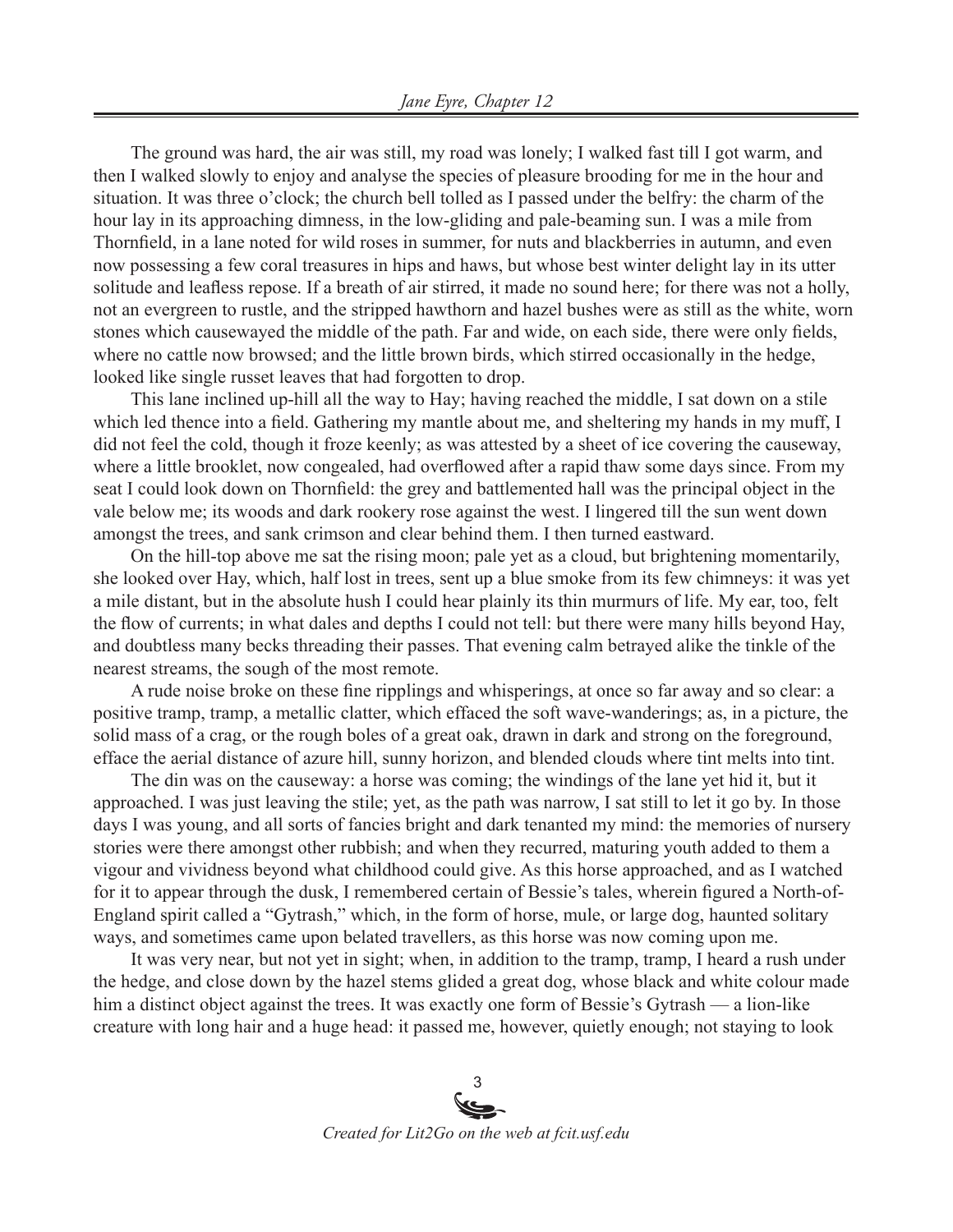The ground was hard, the air was still, my road was lonely; I walked fast till I got warm, and then I walked slowly to enjoy and analyse the species of pleasure brooding for me in the hour and situation. It was three o'clock; the church bell tolled as I passed under the belfry: the charm of the hour lay in its approaching dimness, in the low-gliding and pale-beaming sun. I was a mile from Thornfield, in a lane noted for wild roses in summer, for nuts and blackberries in autumn, and even now possessing a few coral treasures in hips and haws, but whose best winter delight lay in its utter solitude and leafless repose. If a breath of air stirred, it made no sound here; for there was not a holly, not an evergreen to rustle, and the stripped hawthorn and hazel bushes were as still as the white, worn stones which causewayed the middle of the path. Far and wide, on each side, there were only fields, where no cattle now browsed; and the little brown birds, which stirred occasionally in the hedge, looked like single russet leaves that had forgotten to drop.

This lane inclined up-hill all the way to Hay; having reached the middle, I sat down on a stile which led thence into a field. Gathering my mantle about me, and sheltering my hands in my muff, I did not feel the cold, though it froze keenly; as was attested by a sheet of ice covering the causeway, where a little brooklet, now congealed, had overflowed after a rapid thaw some days since. From my seat I could look down on Thornfield: the grey and battlemented hall was the principal object in the vale below me; its woods and dark rookery rose against the west. I lingered till the sun went down amongst the trees, and sank crimson and clear behind them. I then turned eastward.

On the hill-top above me sat the rising moon; pale yet as a cloud, but brightening momentarily, she looked over Hay, which, half lost in trees, sent up a blue smoke from its few chimneys: it was yet a mile distant, but in the absolute hush I could hear plainly its thin murmurs of life. My ear, too, felt the flow of currents; in what dales and depths I could not tell: but there were many hills beyond Hay, and doubtless many becks threading their passes. That evening calm betrayed alike the tinkle of the nearest streams, the sough of the most remote.

A rude noise broke on these fine ripplings and whisperings, at once so far away and so clear: a positive tramp, tramp, a metallic clatter, which effaced the soft wave-wanderings; as, in a picture, the solid mass of a crag, or the rough boles of a great oak, drawn in dark and strong on the foreground, efface the aerial distance of azure hill, sunny horizon, and blended clouds where tint melts into tint.

The din was on the causeway: a horse was coming; the windings of the lane yet hid it, but it approached. I was just leaving the stile; yet, as the path was narrow, I sat still to let it go by. In those days I was young, and all sorts of fancies bright and dark tenanted my mind: the memories of nursery stories were there amongst other rubbish; and when they recurred, maturing youth added to them a vigour and vividness beyond what childhood could give. As this horse approached, and as I watched for it to appear through the dusk, I remembered certain of Bessie's tales, wherein figured a North-of-England spirit called a "Gytrash," which, in the form of horse, mule, or large dog, haunted solitary ways, and sometimes came upon belated travellers, as this horse was now coming upon me.

It was very near, but not yet in sight; when, in addition to the tramp, tramp, I heard a rush under the hedge, and close down by the hazel stems glided a great dog, whose black and white colour made him a distinct object against the trees. It was exactly one form of Bessie's Gytrash — a lion-like creature with long hair and a huge head: it passed me, however, quietly enough; not staying to look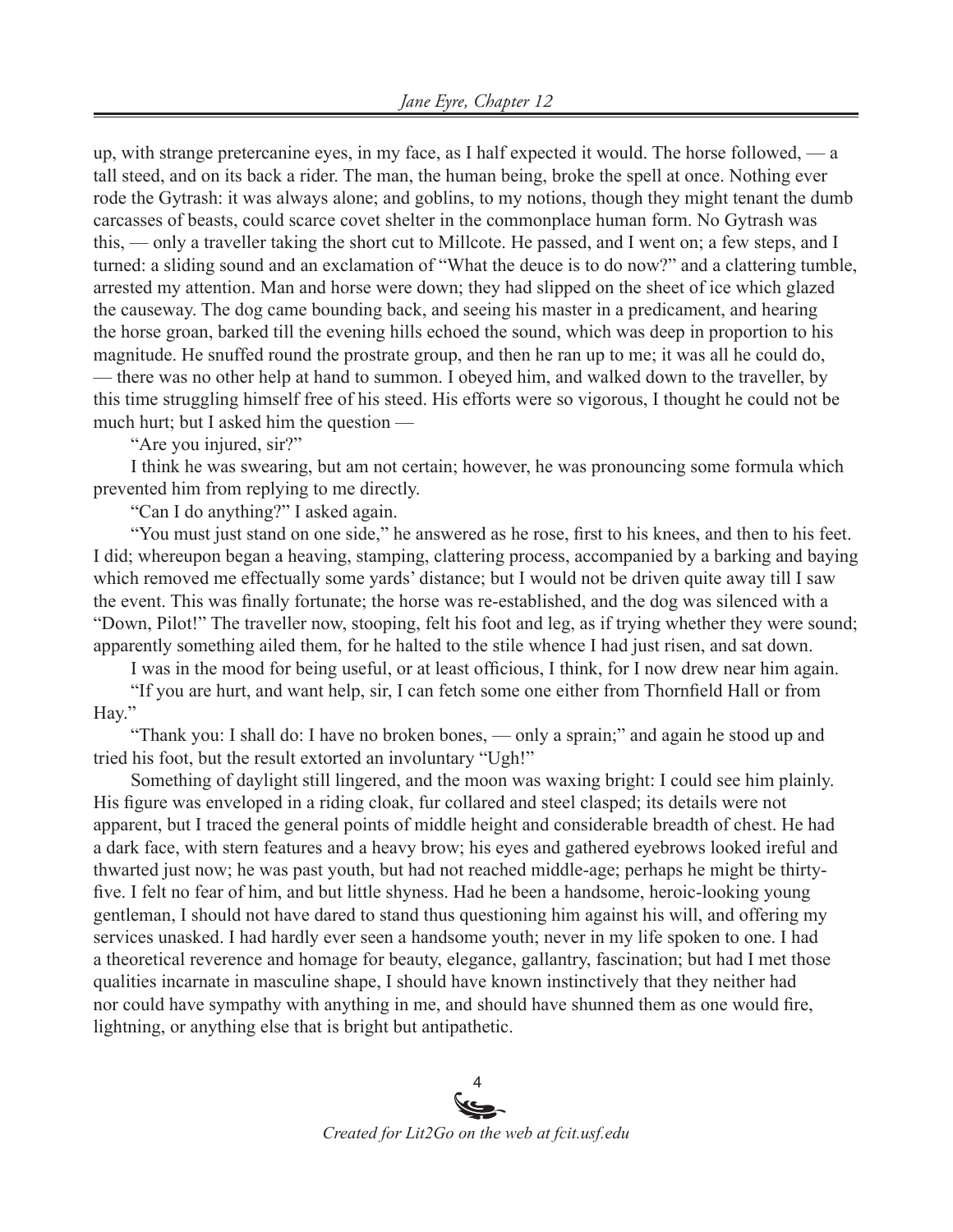up, with strange pretercanine eyes, in my face, as I half expected it would. The horse followed, — a tall steed, and on its back a rider. The man, the human being, broke the spell at once. Nothing ever rode the Gytrash: it was always alone; and goblins, to my notions, though they might tenant the dumb carcasses of beasts, could scarce covet shelter in the commonplace human form. No Gytrash was this, — only a traveller taking the short cut to Millcote. He passed, and I went on; a few steps, and I turned: a sliding sound and an exclamation of "What the deuce is to do now?" and a clattering tumble, arrested my attention. Man and horse were down; they had slipped on the sheet of ice which glazed the causeway. The dog came bounding back, and seeing his master in a predicament, and hearing the horse groan, barked till the evening hills echoed the sound, which was deep in proportion to his magnitude. He snuffed round the prostrate group, and then he ran up to me; it was all he could do, — there was no other help at hand to summon. I obeyed him, and walked down to the traveller, by this time struggling himself free of his steed. His efforts were so vigorous, I thought he could not be much hurt; but I asked him the question —

"Are you injured, sir?"

I think he was swearing, but am not certain; however, he was pronouncing some formula which prevented him from replying to me directly.

"Can I do anything?" I asked again.

"You must just stand on one side," he answered as he rose, first to his knees, and then to his feet. I did; whereupon began a heaving, stamping, clattering process, accompanied by a barking and baying which removed me effectually some yards' distance; but I would not be driven quite away till I saw the event. This was finally fortunate; the horse was re-established, and the dog was silenced with a "Down, Pilot!" The traveller now, stooping, felt his foot and leg, as if trying whether they were sound; apparently something ailed them, for he halted to the stile whence I had just risen, and sat down.

I was in the mood for being useful, or at least officious, I think, for I now drew near him again.

"If you are hurt, and want help, sir, I can fetch some one either from Thornfield Hall or from Hay."

"Thank you: I shall do: I have no broken bones, — only a sprain;" and again he stood up and tried his foot, but the result extorted an involuntary "Ugh!"

Something of daylight still lingered, and the moon was waxing bright: I could see him plainly. His figure was enveloped in a riding cloak, fur collared and steel clasped; its details were not apparent, but I traced the general points of middle height and considerable breadth of chest. He had a dark face, with stern features and a heavy brow; his eyes and gathered eyebrows looked ireful and thwarted just now; he was past youth, but had not reached middle-age; perhaps he might be thirty-five. I felt no fear of him, and but little shyness. Had he been a handsome, heroic-looking young gentleman, I should not have dared to stand thus questioning him against his will, and offering my services unasked. I had hardly ever seen a handsome youth; never in my life spoken to one. I had a theoretical reverence and homage for beauty, elegance, gallantry, fascination; but had I met those qualities incarnate in masculine shape, I should have known instinctively that they neither had nor could have sympathy with anything in me, and should have shunned them as one would fire, lightning, or anything else that is bright but antipathetic.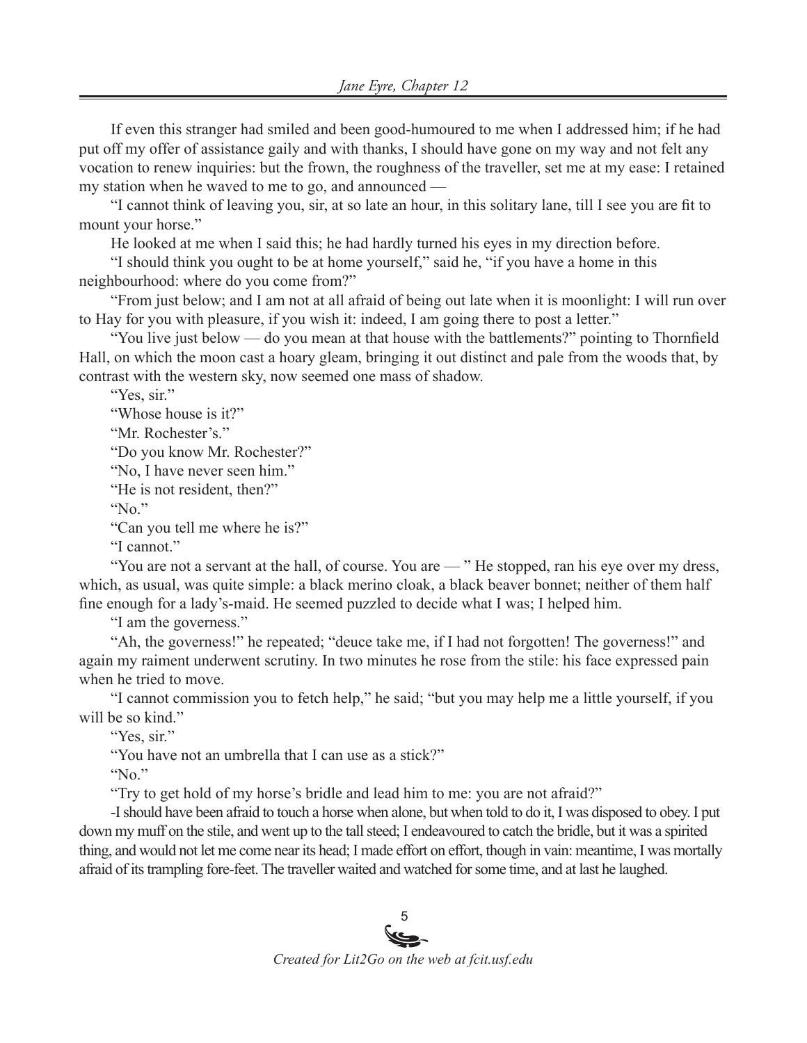If even this stranger had smiled and been good-humoured to me when I addressed him; if he had put off my offer of assistance gaily and with thanks, I should have gone on my way and not felt any vocation to renew inquiries: but the frown, the roughness of the traveller, set me at my ease: I retained my station when he waved to me to go, and announced —

"I cannot think of leaving you, sir, at so late an hour, in this solitary lane, till I see you are fit to mount your horse."

He looked at me when I said this; he had hardly turned his eyes in my direction before.

"I should think you ought to be at home yourself," said he, "if you have a home in this neighbourhood: where do you come from?"

"From just below; and I am not at all afraid of being out late when it is moonlight: I will run over to Hay for you with pleasure, if you wish it: indeed, I am going there to post a letter."

"You live just below — do you mean at that house with the battlements?" pointing to Thornfield Hall, on which the moon cast a hoary gleam, bringing it out distinct and pale from the woods that, by contrast with the western sky, now seemed one mass of shadow.

"Yes, sir."

"Whose house is it?"

"Mr. Rochester's."

"Do you know Mr. Rochester?"

"No, I have never seen him."

"He is not resident, then?"

"No."

"Can you tell me where he is?"

"I cannot."

"You are not a servant at the hall, of course. You are — " He stopped, ran his eye over my dress, which, as usual, was quite simple: a black merino cloak, a black beaver bonnet; neither of them half fine enough for a lady's-maid. He seemed puzzled to decide what I was; I helped him.

"I am the governess."

"Ah, the governess!" he repeated; "deuce take me, if I had not forgotten! The governess!" and again my raiment underwent scrutiny. In two minutes he rose from the stile: his face expressed pain when he tried to move.

"I cannot commission you to fetch help," he said; "but you may help me a little yourself, if you will be so kind."

"Yes, sir."

"You have not an umbrella that I can use as a stick?"

"No."

"Try to get hold of my horse's bridle and lead him to me: you are not afraid?"

-I should have been afraid to touch a horse when alone, but when told to do it, I was disposed to obey. I put down my muff on the stile, and went up to the tall steed; I endeavoured to catch the bridle, but it was a spirited thing, and would not let me come near its head; I made effort on effort, though in vain: meantime, I was mortally afraid of its trampling fore-feet. The traveller waited and watched for some time, and at last he laughed.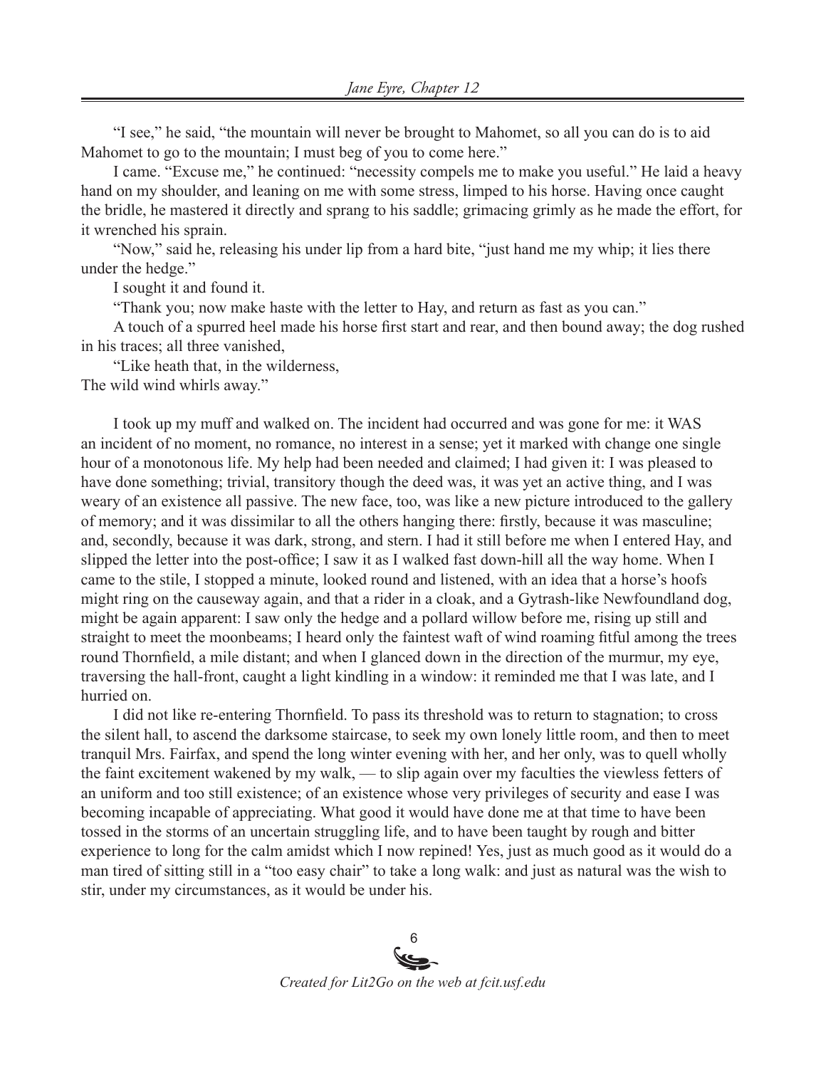"I see," he said, "the mountain will never be brought to Mahomet, so all you can do is to aid Mahomet to go to the mountain; I must beg of you to come here."

I came. "Excuse me," he continued: "necessity compels me to make you useful." He laid a heavy hand on my shoulder, and leaning on me with some stress, limped to his horse. Having once caught the bridle, he mastered it directly and sprang to his saddle; grimacing grimly as he made the effort, for it wrenched his sprain.

"Now," said he, releasing his under lip from a hard bite, "just hand me my whip; it lies there under the hedge."

I sought it and found it.

"Thank you; now make haste with the letter to Hay, and return as fast as you can."

A touch of a spurred heel made his horse first start and rear, and then bound away; the dog rushed in his traces; all three vanished,

"Like heath that, in the wilderness,
The wild wind whirls away."

I took up my muff and walked on. The incident had occurred and was gone for me: it WAS an incident of no moment, no romance, no interest in a sense; yet it marked with change one single hour of a monotonous life. My help had been needed and claimed; I had given it: I was pleased to have done something; trivial, transitory though the deed was, it was yet an active thing, and I was weary of an existence all passive. The new face, too, was like a new picture introduced to the gallery of memory; and it was dissimilar to all the others hanging there: firstly, because it was masculine; and, secondly, because it was dark, strong, and stern. I had it still before me when I entered Hay, and slipped the letter into the post-office; I saw it as I walked fast down-hill all the way home. When I came to the stile, I stopped a minute, looked round and listened, with an idea that a horse's hoofs might ring on the causeway again, and that a rider in a cloak, and a Gytrash-like Newfoundland dog, might be again apparent: I saw only the hedge and a pollard willow before me, rising up still and straight to meet the moonbeams; I heard only the faintest waft of wind roaming fitful among the trees round Thornfield, a mile distant; and when I glanced down in the direction of the murmur, my eye, traversing the hall-front, caught a light kindling in a window: it reminded me that I was late, and I hurried on.

I did not like re-entering Thornfield. To pass its threshold was to return to stagnation; to cross the silent hall, to ascend the darksome staircase, to seek my own lonely little room, and then to meet tranquil Mrs. Fairfax, and spend the long winter evening with her, and her only, was to quell wholly the faint excitement wakened by my walk, — to slip again over my faculties the viewless fetters of an uniform and too still existence; of an existence whose very privileges of security and ease I was becoming incapable of appreciating. What good it would have done me at that time to have been tossed in the storms of an uncertain struggling life, and to have been taught by rough and bitter experience to long for the calm amidst which I now repined! Yes, just as much good as it would do a man tired of sitting still in a "too easy chair" to take a long walk: and just as natural was the wish to stir, under my circumstances, as it would be under his.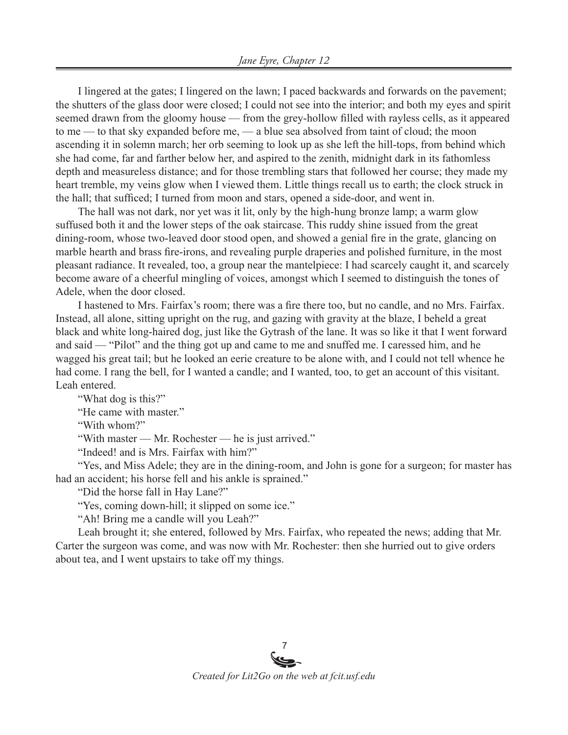I lingered at the gates; I lingered on the lawn; I paced backwards and forwards on the pavement; the shutters of the glass door were closed; I could not see into the interior; and both my eyes and spirit seemed drawn from the gloomy house — from the grey-hollow filled with rayless cells, as it appeared to me — to that sky expanded before me, — a blue sea absolved from taint of cloud; the moon ascending it in solemn march; her orb seeming to look up as she left the hill-tops, from behind which she had come, far and farther below her, and aspired to the zenith, midnight dark in its fathomless depth and measureless distance; and for those trembling stars that followed her course; they made my heart tremble, my veins glow when I viewed them. Little things recall us to earth; the clock struck in the hall; that sufficed; I turned from moon and stars, opened a side-door, and went in.

The hall was not dark, nor yet was it lit, only by the high-hung bronze lamp; a warm glow suffused both it and the lower steps of the oak staircase. This ruddy shine issued from the great dining-room, whose two-leaved door stood open, and showed a genial fire in the grate, glancing on marble hearth and brass fire-irons, and revealing purple draperies and polished furniture, in the most pleasant radiance. It revealed, too, a group near the mantelpiece: I had scarcely caught it, and scarcely become aware of a cheerful mingling of voices, amongst which I seemed to distinguish the tones of Adele, when the door closed.

I hastened to Mrs. Fairfax's room; there was a fire there too, but no candle, and no Mrs. Fairfax. Instead, all alone, sitting upright on the rug, and gazing with gravity at the blaze, I beheld a great black and white long-haired dog, just like the Gytrash of the lane. It was so like it that I went forward and said — "Pilot" and the thing got up and came to me and snuffed me. I caressed him, and he wagged his great tail; but he looked an eerie creature to be alone with, and I could not tell whence he had come. I rang the bell, for I wanted a candle; and I wanted, too, to get an account of this visitant. Leah entered.

"What dog is this?"

"He came with master."

"With whom?"

"With master — Mr. Rochester — he is just arrived."

"Indeed! and is Mrs. Fairfax with him?"

"Yes, and Miss Adele; they are in the dining-room, and John is gone for a surgeon; for master has had an accident; his horse fell and his ankle is sprained."

"Did the horse fall in Hay Lane?"

"Yes, coming down-hill; it slipped on some ice."

"Ah! Bring me a candle will you Leah?"

Leah brought it; she entered, followed by Mrs. Fairfax, who repeated the news; adding that Mr. Carter the surgeon was come, and was now with Mr. Rochester: then she hurried out to give orders about tea, and I went upstairs to take off my things.